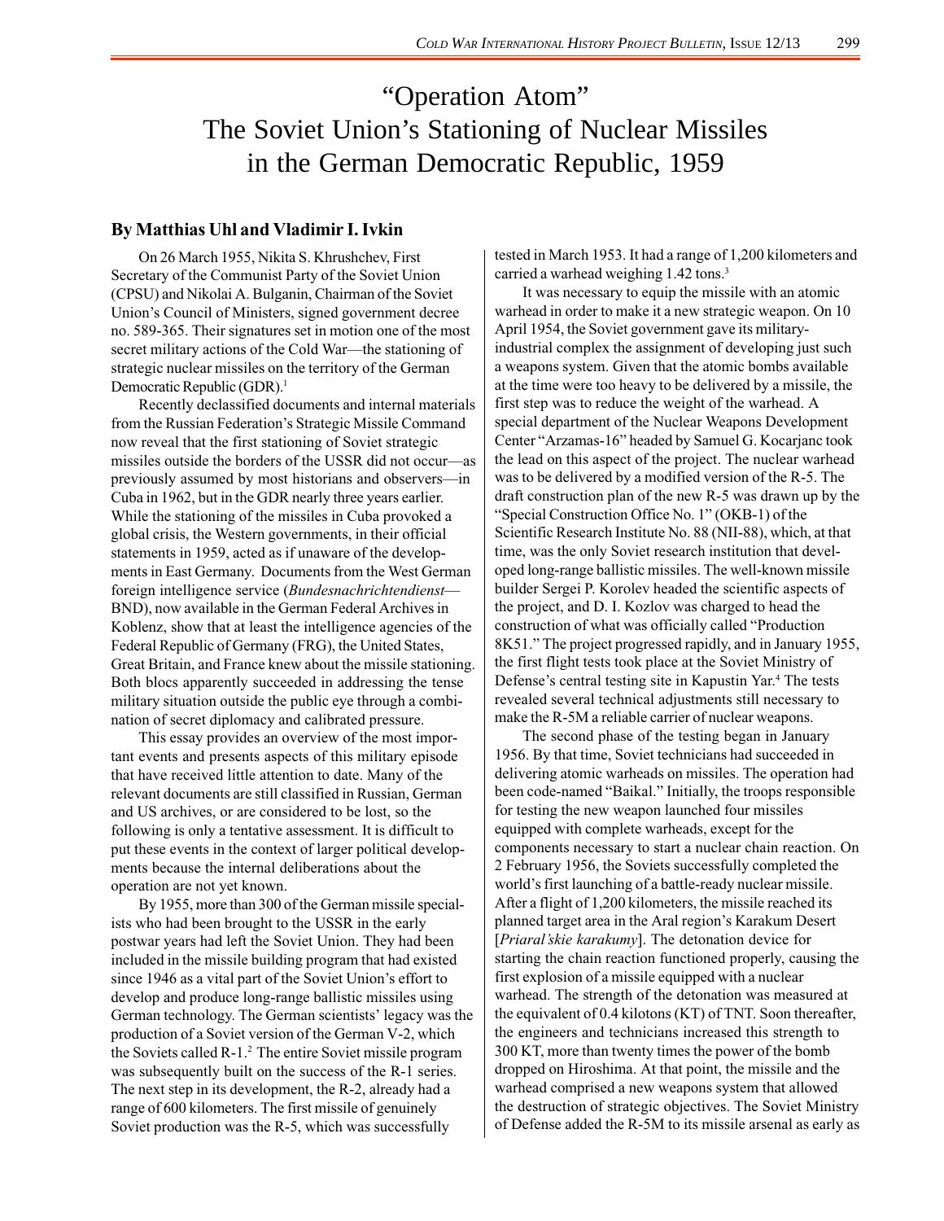# "Operation Atom"
# The Soviet Union's Stationing of Nuclear Missiles in the German Democratic Republic, 1959

### By Matthias Uhl and Vladimir I. Ivkin

On 26 March 1955, Nikita S. Khrushchev, First Secretary of the Communist Party of the Soviet Union (CPSU) and Nikolai A. Bulganin, Chairman of the Soviet Union's Council of Ministers, signed government decree no. 589-365. Their signatures set in motion one of the most secret military actions of the Cold War—the stationing of strategic nuclear missiles on the territory of the German Democratic Republic (GDR).[1]

Recently declassified documents and internal materials from the Russian Federation's Strategic Missile Command now reveal that the first stationing of Soviet strategic missiles outside the borders of the USSR did not occur—as previously assumed by most historians and observers—in Cuba in 1962, but in the GDR nearly three years earlier. While the stationing of the missiles in Cuba provoked a global crisis, the Western governments, in their official statements in 1959, acted as if unaware of the developments in East Germany. Documents from the West German foreign intelligence service (*Bundesnachrichtendienst*—BND), now available in the German Federal Archives in Koblenz, show that at least the intelligence agencies of the Federal Republic of Germany (FRG), the United States, Great Britain, and France knew about the missile stationing. Both blocs apparently succeeded in addressing the tense military situation outside the public eye through a combination of secret diplomacy and calibrated pressure.

This essay provides an overview of the most important events and presents aspects of this military episode that have received little attention to date. Many of the relevant documents are still classified in Russian, German and US archives, or are considered to be lost, so the following is only a tentative assessment. It is difficult to put these events in the context of larger political developments because the internal deliberations about the operation are not yet known.

By 1955, more than 300 of the German missile specialists who had been brought to the USSR in the early postwar years had left the Soviet Union. They had been included in the missile building program that had existed since 1946 as a vital part of the Soviet Union's effort to develop and produce long-range ballistic missiles using German technology. The German scientists' legacy was the production of a Soviet version of the German V-2, which the Soviets called R-1.[2] The entire Soviet missile program was subsequently built on the success of the R-1 series. The next step in its development, the R-2, already had a range of 600 kilometers. The first missile of genuinely Soviet production was the R-5, which was successfully tested in March 1953. It had a range of 1,200 kilometers and carried a warhead weighing 1.42 tons.[3]

It was necessary to equip the missile with an atomic warhead in order to make it a new strategic weapon. On 10 April 1954, the Soviet government gave its military-industrial complex the assignment of developing just such a weapons system. Given that the atomic bombs available at the time were too heavy to be delivered by a missile, the first step was to reduce the weight of the warhead. A special department of the Nuclear Weapons Development Center "Arzamas-16" headed by Samuel G. Kocarjanc took the lead on this aspect of the project. The nuclear warhead was to be delivered by a modified version of the R-5. The draft construction plan of the new R-5 was drawn up by the "Special Construction Office No. 1" (OKB-1) of the Scientific Research Institute No. 88 (NII-88), which, at that time, was the only Soviet research institution that developed long-range ballistic missiles. The well-known missile builder Sergei P. Korolev headed the scientific aspects of the project, and D. I. Kozlov was charged to head the construction of what was officially called "Production 8K51." The project progressed rapidly, and in January 1955, the first flight tests took place at the Soviet Ministry of Defense's central testing site in Kapustin Yar.[4] The tests revealed several technical adjustments still necessary to make the R-5M a reliable carrier of nuclear weapons.

The second phase of the testing began in January 1956. By that time, Soviet technicians had succeeded in delivering atomic warheads on missiles. The operation had been code-named "Baikal." Initially, the troops responsible for testing the new weapon launched four missiles equipped with complete warheads, except for the components necessary to start a nuclear chain reaction. On 2 February 1956, the Soviets successfully completed the world's first launching of a battle-ready nuclear missile. After a flight of 1,200 kilometers, the missile reached its planned target area in the Aral region's Karakum Desert [*Priaral'skie karakumy*]. The detonation device for starting the chain reaction functioned properly, causing the first explosion of a missile equipped with a nuclear warhead. The strength of the detonation was measured at the equivalent of 0.4 kilotons (KT) of TNT. Soon thereafter, the engineers and technicians increased this strength to 300 KT, more than twenty times the power of the bomb dropped on Hiroshima. At that point, the missile and the warhead comprised a new weapons system that allowed the destruction of strategic objectives. The Soviet Ministry of Defense added the R-5M to its missile arsenal as early as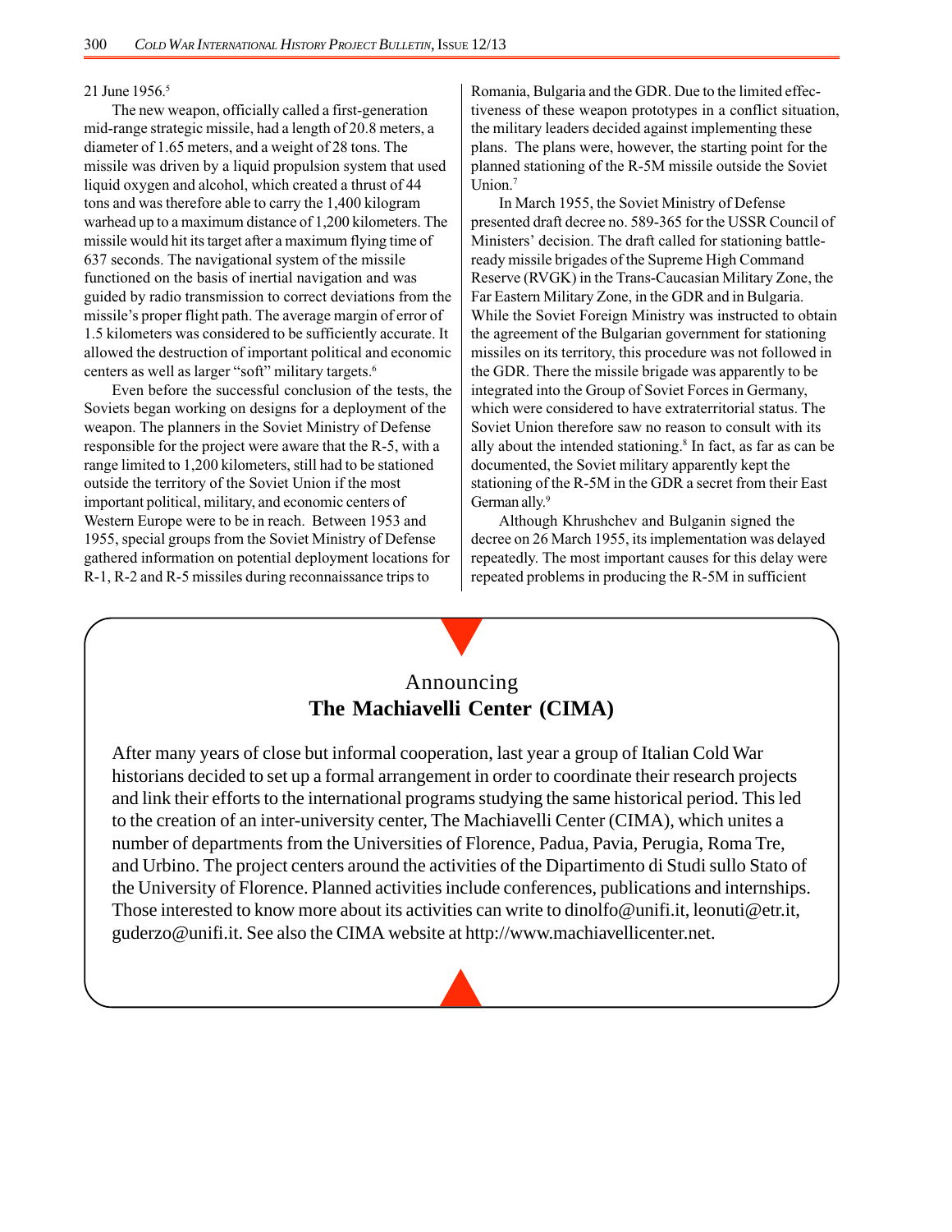21 June 1956.[5]

The new weapon, officially called a first-generation mid-range strategic missile, had a length of 20.8 meters, a diameter of 1.65 meters, and a weight of 28 tons. The missile was driven by a liquid propulsion system that used liquid oxygen and alcohol, which created a thrust of 44 tons and was therefore able to carry the 1,400 kilogram warhead up to a maximum distance of 1,200 kilometers. The missile would hit its target after a maximum flying time of 637 seconds. The navigational system of the missile functioned on the basis of inertial navigation and was guided by radio transmission to correct deviations from the missile's proper flight path. The average margin of error of 1.5 kilometers was considered to be sufficiently accurate. It allowed the destruction of important political and economic centers as well as larger "soft" military targets.[6]

Even before the successful conclusion of the tests, the Soviets began working on designs for a deployment of the weapon. The planners in the Soviet Ministry of Defense responsible for the project were aware that the R-5, with a range limited to 1,200 kilometers, still had to be stationed outside the territory of the Soviet Union if the most important political, military, and economic centers of Western Europe were to be in reach. Between 1953 and 1955, special groups from the Soviet Ministry of Defense gathered information on potential deployment locations for R-1, R-2 and R-5 missiles during reconnaissance trips to Romania, Bulgaria and the GDR. Due to the limited effectiveness of these weapon prototypes in a conflict situation, the military leaders decided against implementing these plans. The plans were, however, the starting point for the planned stationing of the R-5M missile outside the Soviet Union.[7]

In March 1955, the Soviet Ministry of Defense presented draft decree no. 589-365 for the USSR Council of Ministers' decision. The draft called for stationing battle-ready missile brigades of the Supreme High Command Reserve (RVGK) in the Trans-Caucasian Military Zone, the Far Eastern Military Zone, in the GDR and in Bulgaria. While the Soviet Foreign Ministry was instructed to obtain the agreement of the Bulgarian government for stationing missiles on its territory, this procedure was not followed in the GDR. There the missile brigade was apparently to be integrated into the Group of Soviet Forces in Germany, which were considered to have extraterritorial status. The Soviet Union therefore saw no reason to consult with its ally about the intended stationing.[8] In fact, as far as can be documented, the Soviet military apparently kept the stationing of the R-5M in the GDR a secret from their East German ally.[9]

Although Khrushchev and Bulganin signed the decree on 26 March 1955, its implementation was delayed repeatedly. The most important causes for this delay were repeated problems in producing the R-5M in sufficient

---

Announcing
**The Machiavelli Center (CIMA)**

After many years of close but informal cooperation, last year a group of Italian Cold War historians decided to set up a formal arrangement in order to coordinate their research projects and link their efforts to the international programs studying the same historical period. This led to the creation of an inter-university center, The Machiavelli Center (CIMA), which unites a number of departments from the Universities of Florence, Padua, Pavia, Perugia, Roma Tre, and Urbino. The project centers around the activities of the Dipartimento di Studi sullo Stato of the University of Florence. Planned activities include conferences, publications and internships. Those interested to know more about its activities can write to dinolfo@unifi.it, leonuti@etr.it, guderzo@unifi.it. See also the CIMA website at http://www.machiavellicenter.net.

---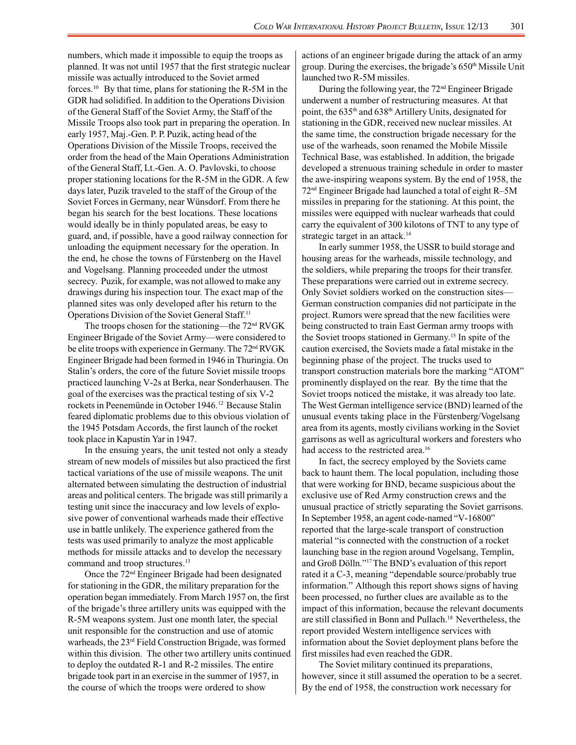numbers, which made it impossible to equip the troops as planned. It was not until 1957 that the first strategic nuclear missile was actually introduced to the Soviet armed forces.[10] By that time, plans for stationing the R-5M in the GDR had solidified. In addition to the Operations Division of the General Staff of the Soviet Army, the Staff of the Missile Troops also took part in preparing the operation. In early 1957, Maj.-Gen. P. P. Puzik, acting head of the Operations Division of the Missile Troops, received the order from the head of the Main Operations Administration of the General Staff, Lt.-Gen. A. O. Pavlovski, to choose proper stationing locations for the R-5M in the GDR. A few days later, Puzik traveled to the staff of the Group of the Soviet Forces in Germany, near Wünsdorf. From there he began his search for the best locations. These locations would ideally be in thinly populated areas, be easy to guard, and, if possible, have a good railway connection for unloading the equipment necessary for the operation. In the end, he chose the towns of Fürstenberg on the Havel and Vogelsang. Planning proceeded under the utmost secrecy. Puzik, for example, was not allowed to make any drawings during his inspection tour. The exact map of the planned sites was only developed after his return to the Operations Division of the Soviet General Staff.[11]

The troops chosen for the stationing—the 72nd RVGK Engineer Brigade of the Soviet Army—were considered to be elite troops with experience in Germany. The 72nd RVGK Engineer Brigade had been formed in 1946 in Thuringia. On Stalin's orders, the core of the future Soviet missile troops practiced launching V-2s at Berka, near Sonderhausen. The goal of the exercises was the practical testing of six V-2 rockets in Peenemünde in October 1946.[12] Because Stalin feared diplomatic problems due to this obvious violation of the 1945 Potsdam Accords, the first launch of the rocket took place in Kapustin Yar in 1947.

In the ensuing years, the unit tested not only a steady stream of new models of missiles but also practiced the first tactical variations of the use of missile weapons. The unit alternated between simulating the destruction of industrial areas and political centers. The brigade was still primarily a testing unit since the inaccuracy and low levels of explosive power of conventional warheads made their effective use in battle unlikely. The experience gathered from the tests was used primarily to analyze the most applicable methods for missile attacks and to develop the necessary command and troop structures.[13]

Once the 72nd Engineer Brigade had been designated for stationing in the GDR, the military preparation for the operation began immediately. From March 1957 on, the first of the brigade's three artillery units was equipped with the R-5M weapons system. Just one month later, the special unit responsible for the construction and use of atomic warheads, the 23rd Field Construction Brigade, was formed within this division. The other two artillery units continued to deploy the outdated R-1 and R-2 missiles. The entire brigade took part in an exercise in the summer of 1957, in the course of which the troops were ordered to show actions of an engineer brigade during the attack of an army group. During the exercises, the brigade's 650th Missile Unit launched two R-5M missiles.

During the following year, the 72nd Engineer Brigade underwent a number of restructuring measures. At that point, the 635th and 638th Artillery Units, designated for stationing in the GDR, received new nuclear missiles. At the same time, the construction brigade necessary for the use of the warheads, soon renamed the Mobile Missile Technical Base, was established. In addition, the brigade developed a strenuous training schedule in order to master the awe-inspiring weapons system. By the end of 1958, the 72nd Engineer Brigade had launched a total of eight R–5M missiles in preparing for the stationing. At this point, the missiles were equipped with nuclear warheads that could carry the equivalent of 300 kilotons of TNT to any type of strategic target in an attack.[14]

In early summer 1958, the USSR to build storage and housing areas for the warheads, missile technology, and the soldiers, while preparing the troops for their transfer. These preparations were carried out in extreme secrecy. Only Soviet soldiers worked on the construction sites—German construction companies did not participate in the project. Rumors were spread that the new facilities were being constructed to train East German army troops with the Soviet troops stationed in Germany.[15] In spite of the caution exercised, the Soviets made a fatal mistake in the beginning phase of the project. The trucks used to transport construction materials bore the marking "ATOM" prominently displayed on the rear. By the time that the Soviet troops noticed the mistake, it was already too late. The West German intelligence service (BND) learned of the unusual events taking place in the Fürstenberg/Vogelsang area from its agents, mostly civilians working in the Soviet garrisons as well as agricultural workers and foresters who had access to the restricted area.[16]

In fact, the secrecy employed by the Soviets came back to haunt them. The local population, including those that were working for BND, became suspicious about the exclusive use of Red Army construction crews and the unusual practice of strictly separating the Soviet garrisons. In September 1958, an agent code-named "V-16800" reported that the large-scale transport of construction material "is connected with the construction of a rocket launching base in the region around Vogelsang, Templin, and Groß Dölln."[17] The BND's evaluation of this report rated it a C-3, meaning "dependable source/probably true information." Although this report shows signs of having been processed, no further clues are available as to the impact of this information, because the relevant documents are still classified in Bonn and Pullach.[18] Nevertheless, the report provided Western intelligence services with information about the Soviet deployment plans before the first missiles had even reached the GDR.

The Soviet military continued its preparations, however, since it still assumed the operation to be a secret. By the end of 1958, the construction work necessary for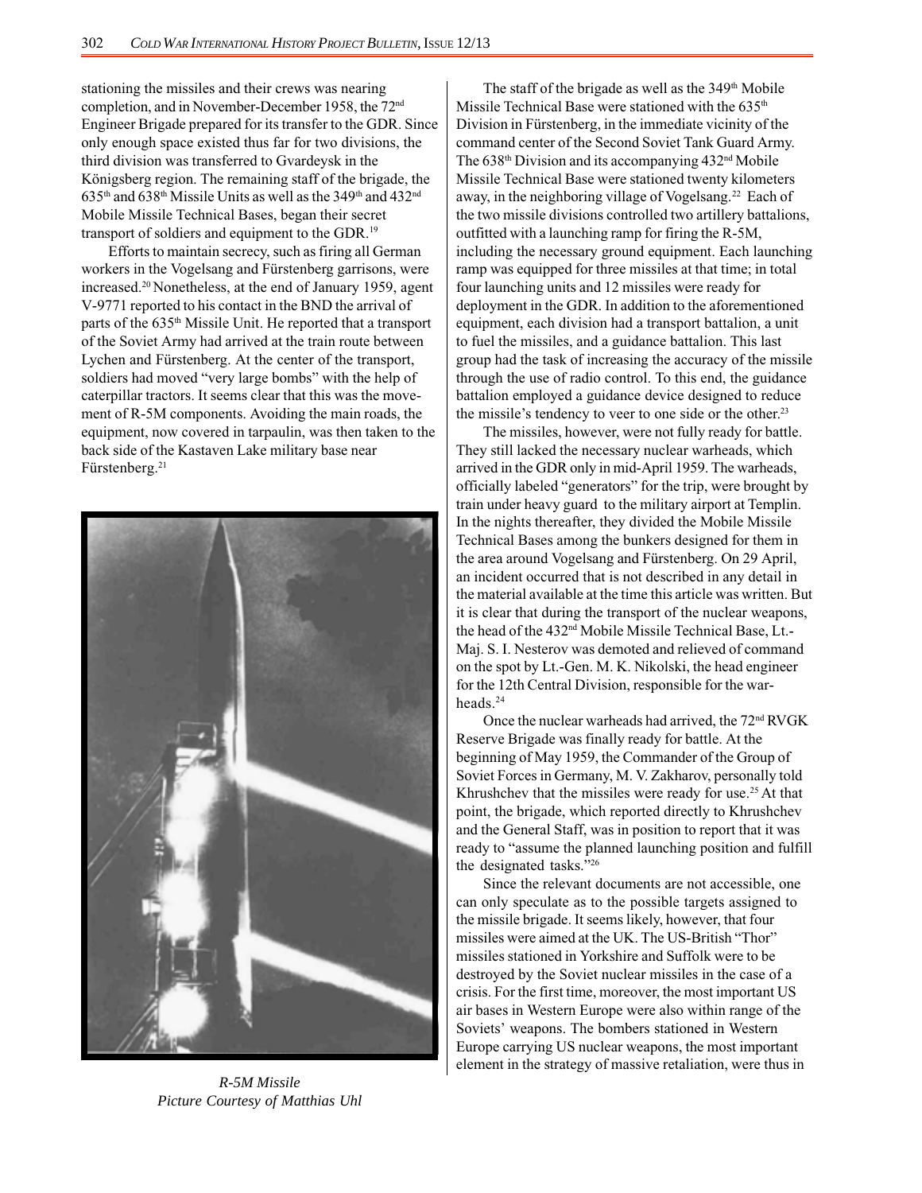stationing the missiles and their crews was nearing completion, and in November-December 1958, the 72nd Engineer Brigade prepared for its transfer to the GDR. Since only enough space existed thus far for two divisions, the third division was transferred to Gvardeysk in the Königsberg region. The remaining staff of the brigade, the 635th and 638th Missile Units as well as the 349th and 432nd Mobile Missile Technical Bases, began their secret transport of soldiers and equipment to the GDR.[19]

Efforts to maintain secrecy, such as firing all German workers in the Vogelsang and Fürstenberg garrisons, were increased.[20] Nonetheless, at the end of January 1959, agent V-9771 reported to his contact in the BND the arrival of parts of the 635th Missile Unit. He reported that a transport of the Soviet Army had arrived at the train route between Lychen and Fürstenberg. At the center of the transport, soldiers had moved "very large bombs" with the help of caterpillar tractors. It seems clear that this was the movement of R-5M components. Avoiding the main roads, the equipment, now covered in tarpaulin, was then taken to the back side of the Kastaven Lake military base near Fürstenberg.[21]

*R-5M Missile*
*Picture Courtesy of Matthias Uhl*

The staff of the brigade as well as the 349th Mobile Missile Technical Base were stationed with the 635th Division in Fürstenberg, in the immediate vicinity of the command center of the Second Soviet Tank Guard Army. The 638th Division and its accompanying 432nd Mobile Missile Technical Base were stationed twenty kilometers away, in the neighboring village of Vogelsang.[22] Each of the two missile divisions controlled two artillery battalions, outfitted with a launching ramp for firing the R-5M, including the necessary ground equipment. Each launching ramp was equipped for three missiles at that time; in total four launching units and 12 missiles were ready for deployment in the GDR. In addition to the aforementioned equipment, each division had a transport battalion, a unit to fuel the missiles, and a guidance battalion. This last group had the task of increasing the accuracy of the missile through the use of radio control. To this end, the guidance battalion employed a guidance device designed to reduce the missile's tendency to veer to one side or the other.[23]

The missiles, however, were not fully ready for battle. They still lacked the necessary nuclear warheads, which arrived in the GDR only in mid-April 1959. The warheads, officially labeled "generators" for the trip, were brought by train under heavy guard to the military airport at Templin. In the nights thereafter, they divided the Mobile Missile Technical Bases among the bunkers designed for them in the area around Vogelsang and Fürstenberg. On 29 April, an incident occurred that is not described in any detail in the material available at the time this article was written. But it is clear that during the transport of the nuclear weapons, the head of the 432nd Mobile Missile Technical Base, Lt.-Maj. S. I. Nesterov was demoted and relieved of command on the spot by Lt.-Gen. M. K. Nikolski, the head engineer for the 12th Central Division, responsible for the warheads.[24]

Once the nuclear warheads had arrived, the 72nd RVGK Reserve Brigade was finally ready for battle. At the beginning of May 1959, the Commander of the Group of Soviet Forces in Germany, M. V. Zakharov, personally told Khrushchev that the missiles were ready for use.[25] At that point, the brigade, which reported directly to Khrushchev and the General Staff, was in position to report that it was ready to "assume the planned launching position and fulfill the designated tasks."[26]

Since the relevant documents are not accessible, one can only speculate as to the possible targets assigned to the missile brigade. It seems likely, however, that four missiles were aimed at the UK. The US-British "Thor" missiles stationed in Yorkshire and Suffolk were to be destroyed by the Soviet nuclear missiles in the case of a crisis. For the first time, moreover, the most important US air bases in Western Europe were also within range of the Soviets' weapons. The bombers stationed in Western Europe carrying US nuclear weapons, the most important element in the strategy of massive retaliation, were thus in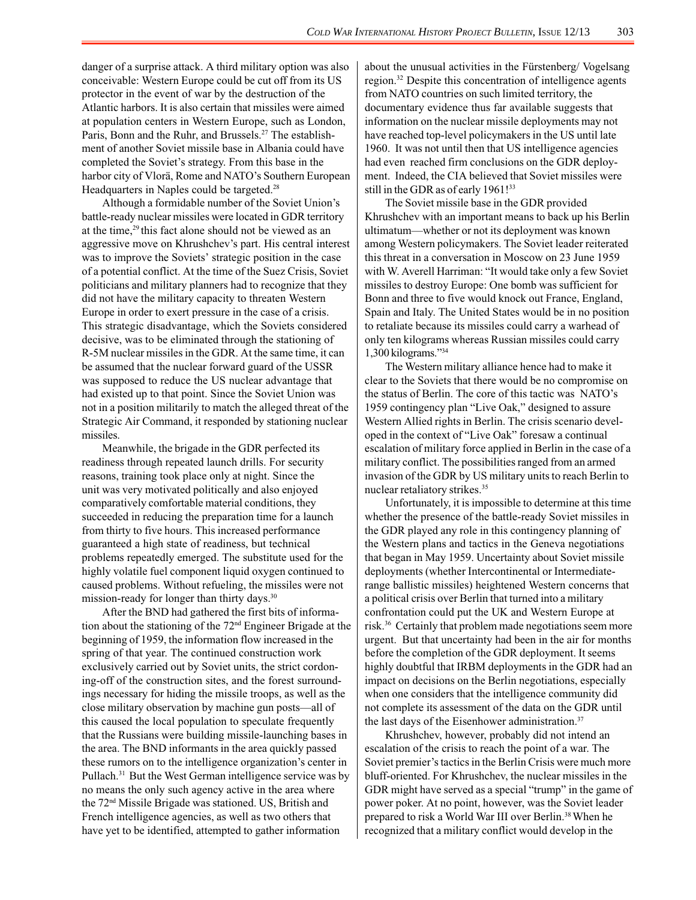danger of a surprise attack. A third military option was also conceivable: Western Europe could be cut off from its US protector in the event of war by the destruction of the Atlantic harbors. It is also certain that missiles were aimed at population centers in Western Europe, such as London, Paris, Bonn and the Ruhr, and Brussels.[27] The establishment of another Soviet missile base in Albania could have completed the Soviet's strategy. From this base in the harbor city of Vlorä, Rome and NATO's Southern European Headquarters in Naples could be targeted.[28]

Although a formidable number of the Soviet Union's battle-ready nuclear missiles were located in GDR territory at the time,[29] this fact alone should not be viewed as an aggressive move on Khrushchev's part. His central interest was to improve the Soviets' strategic position in the case of a potential conflict. At the time of the Suez Crisis, Soviet politicians and military planners had to recognize that they did not have the military capacity to threaten Western Europe in order to exert pressure in the case of a crisis. This strategic disadvantage, which the Soviets considered decisive, was to be eliminated through the stationing of R-5M nuclear missiles in the GDR. At the same time, it can be assumed that the nuclear forward guard of the USSR was supposed to reduce the US nuclear advantage that had existed up to that point. Since the Soviet Union was not in a position militarily to match the alleged threat of the Strategic Air Command, it responded by stationing nuclear missiles.

Meanwhile, the brigade in the GDR perfected its readiness through repeated launch drills. For security reasons, training took place only at night. Since the unit was very motivated politically and also enjoyed comparatively comfortable material conditions, they succeeded in reducing the preparation time for a launch from thirty to five hours. This increased performance guaranteed a high state of readiness, but technical problems repeatedly emerged. The substitute used for the highly volatile fuel component liquid oxygen continued to caused problems. Without refueling, the missiles were not mission-ready for longer than thirty days.[30]

After the BND had gathered the first bits of information about the stationing of the 72nd Engineer Brigade at the beginning of 1959, the information flow increased in the spring of that year. The continued construction work exclusively carried out by Soviet units, the strict cordoning-off of the construction sites, and the forest surroundings necessary for hiding the missile troops, as well as the close military observation by machine gun posts—all of this caused the local population to speculate frequently that the Russians were building missile-launching bases in the area. The BND informants in the area quickly passed these rumors on to the intelligence organization's center in Pullach.[31] But the West German intelligence service was by no means the only such agency active in the area where the 72nd Missile Brigade was stationed. US, British and French intelligence agencies, as well as two others that have yet to be identified, attempted to gather information about the unusual activities in the Fürstenberg/ Vogelsang region.[32] Despite this concentration of intelligence agents from NATO countries on such limited territory, the documentary evidence thus far available suggests that information on the nuclear missile deployments may not have reached top-level policymakers in the US until late 1960. It was not until then that US intelligence agencies had even reached firm conclusions on the GDR deployment. Indeed, the CIA believed that Soviet missiles were still in the GDR as of early 1961![33]

The Soviet missile base in the GDR provided Khrushchev with an important means to back up his Berlin ultimatum—whether or not its deployment was known among Western policymakers. The Soviet leader reiterated this threat in a conversation in Moscow on 23 June 1959 with W. Averell Harriman: "It would take only a few Soviet missiles to destroy Europe: One bomb was sufficient for Bonn and three to five would knock out France, England, Spain and Italy. The United States would be in no position to retaliate because its missiles could carry a warhead of only ten kilograms whereas Russian missiles could carry 1,300 kilograms."[34]

The Western military alliance hence had to make it clear to the Soviets that there would be no compromise on the status of Berlin. The core of this tactic was NATO's 1959 contingency plan "Live Oak," designed to assure Western Allied rights in Berlin. The crisis scenario developed in the context of "Live Oak" foresaw a continual escalation of military force applied in Berlin in the case of a military conflict. The possibilities ranged from an armed invasion of the GDR by US military units to reach Berlin to nuclear retaliatory strikes.[35]

Unfortunately, it is impossible to determine at this time whether the presence of the battle-ready Soviet missiles in the GDR played any role in this contingency planning of the Western plans and tactics in the Geneva negotiations that began in May 1959. Uncertainty about Soviet missile deployments (whether Intercontinental or Intermediate-range ballistic missiles) heightened Western concerns that a political crisis over Berlin that turned into a military confrontation could put the UK and Western Europe at risk.[36] Certainly that problem made negotiations seem more urgent. But that uncertainty had been in the air for months before the completion of the GDR deployment. It seems highly doubtful that IRBM deployments in the GDR had an impact on decisions on the Berlin negotiations, especially when one considers that the intelligence community did not complete its assessment of the data on the GDR until the last days of the Eisenhower administration.[37]

Khrushchev, however, probably did not intend an escalation of the crisis to reach the point of a war. The Soviet premier's tactics in the Berlin Crisis were much more bluff-oriented. For Khrushchev, the nuclear missiles in the GDR might have served as a special "trump" in the game of power poker. At no point, however, was the Soviet leader prepared to risk a World War III over Berlin.[38] When he recognized that a military conflict would develop in the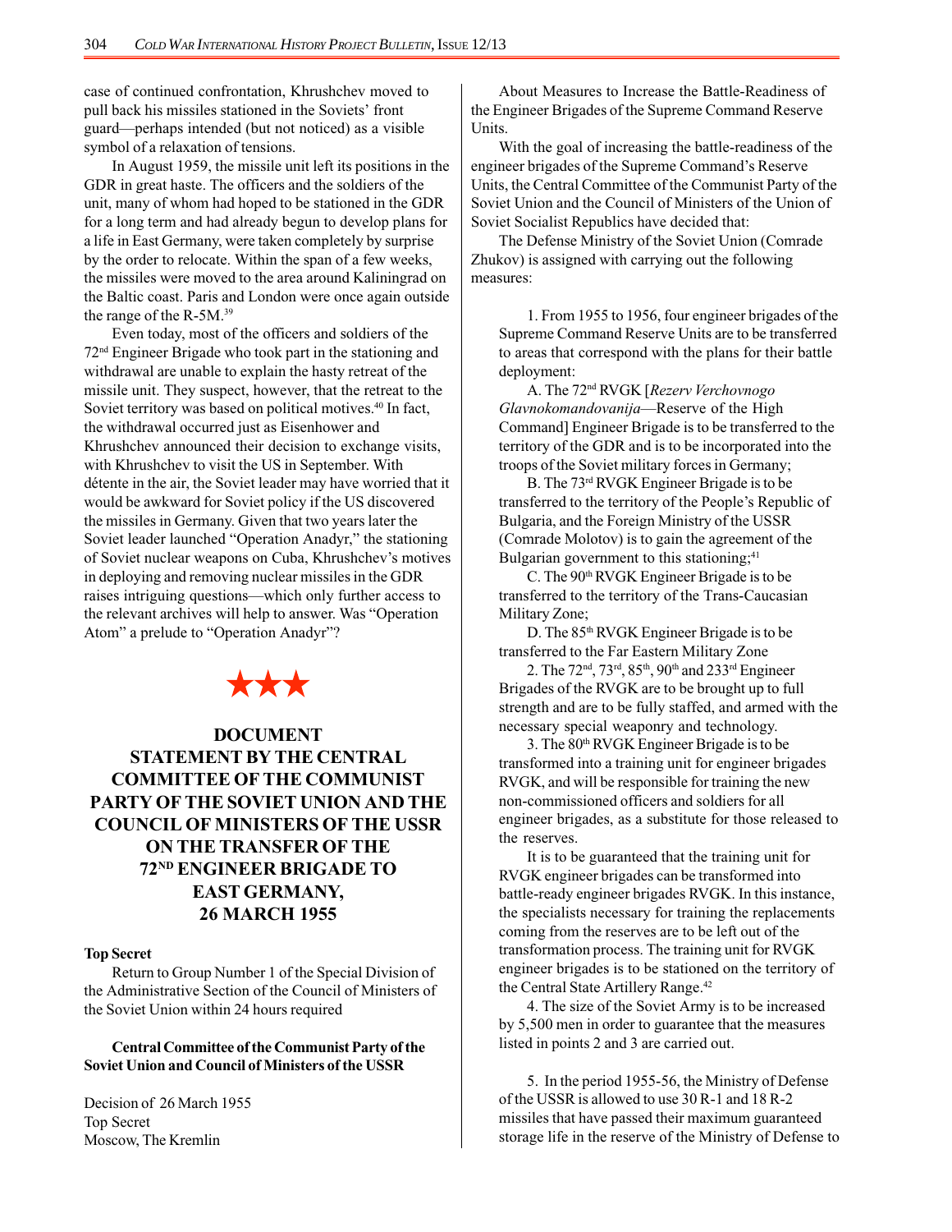case of continued confrontation, Khrushchev moved to pull back his missiles stationed in the Soviets' front guard—perhaps intended (but not noticed) as a visible symbol of a relaxation of tensions.

In August 1959, the missile unit left its positions in the GDR in great haste. The officers and the soldiers of the unit, many of whom had hoped to be stationed in the GDR for a long term and had already begun to develop plans for a life in East Germany, were taken completely by surprise by the order to relocate. Within the span of a few weeks, the missiles were moved to the area around Kaliningrad on the Baltic coast. Paris and London were once again outside the range of the R-5M.[39]

Even today, most of the officers and soldiers of the 72nd Engineer Brigade who took part in the stationing and withdrawal are unable to explain the hasty retreat of the missile unit. They suspect, however, that the retreat to the Soviet territory was based on political motives.[40] In fact, the withdrawal occurred just as Eisenhower and Khrushchev announced their decision to exchange visits, with Khrushchev to visit the US in September. With détente in the air, the Soviet leader may have worried that it would be awkward for Soviet policy if the US discovered the missiles in Germany. Given that two years later the Soviet leader launched "Operation Anadyr," the stationing of Soviet nuclear weapons on Cuba, Khrushchev's motives in deploying and removing nuclear missiles in the GDR raises intriguing questions—which only further access to the relevant archives will help to answer. Was "Operation Atom" a prelude to "Operation Anadyr"?

★★★

## DOCUMENT STATEMENT BY THE CENTRAL COMMITTEE OF THE COMMUNIST PARTY OF THE SOVIET UNION AND THE COUNCIL OF MINISTERS OF THE USSR ON THE TRANSFER OF THE 72ND ENGINEER BRIGADE TO EAST GERMANY, 26 MARCH 1955

**Top Secret**

Return to Group Number 1 of the Special Division of the Administrative Section of the Council of Ministers of the Soviet Union within 24 hours required

**Central Committee of the Communist Party of the Soviet Union and Council of Ministers of the USSR**

Decision of 26 March 1955
Top Secret
Moscow, The Kremlin

About Measures to Increase the Battle-Readiness of the Engineer Brigades of the Supreme Command Reserve Units.

With the goal of increasing the battle-readiness of the engineer brigades of the Supreme Command's Reserve Units, the Central Committee of the Communist Party of the Soviet Union and the Council of Ministers of the Union of Soviet Socialist Republics have decided that:

The Defense Ministry of the Soviet Union (Comrade Zhukov) is assigned with carrying out the following measures:

1. From 1955 to 1956, four engineer brigades of the Supreme Command Reserve Units are to be transferred to areas that correspond with the plans for their battle deployment:

A. The 72nd RVGK [*Rezerv Verchovnogo Glavnokomandovanija*—Reserve of the High Command] Engineer Brigade is to be transferred to the territory of the GDR and is to be incorporated into the troops of the Soviet military forces in Germany;

B. The 73rd RVGK Engineer Brigade is to be transferred to the territory of the People's Republic of Bulgaria, and the Foreign Ministry of the USSR (Comrade Molotov) is to gain the agreement of the Bulgarian government to this stationing;[41]

C. The 90th RVGK Engineer Brigade is to be transferred to the territory of the Trans-Caucasian Military Zone;

D. The 85th RVGK Engineer Brigade is to be transferred to the Far Eastern Military Zone

2. The 72nd, 73rd, 85th, 90th and 233rd Engineer Brigades of the RVGK are to be brought up to full strength and are to be fully staffed, and armed with the necessary special weaponry and technology.

3. The 80th RVGK Engineer Brigade is to be transformed into a training unit for engineer brigades RVGK, and will be responsible for training the new non-commissioned officers and soldiers for all engineer brigades, as a substitute for those released to the reserves.

It is to be guaranteed that the training unit for RVGK engineer brigades can be transformed into battle-ready engineer brigades RVGK. In this instance, the specialists necessary for training the replacements coming from the reserves are to be left out of the transformation process. The training unit for RVGK engineer brigades is to be stationed on the territory of the Central State Artillery Range.[42]

4. The size of the Soviet Army is to be increased by 5,500 men in order to guarantee that the measures listed in points 2 and 3 are carried out.

5. In the period 1955-56, the Ministry of Defense of the USSR is allowed to use 30 R-1 and 18 R-2 missiles that have passed their maximum guaranteed storage life in the reserve of the Ministry of Defense to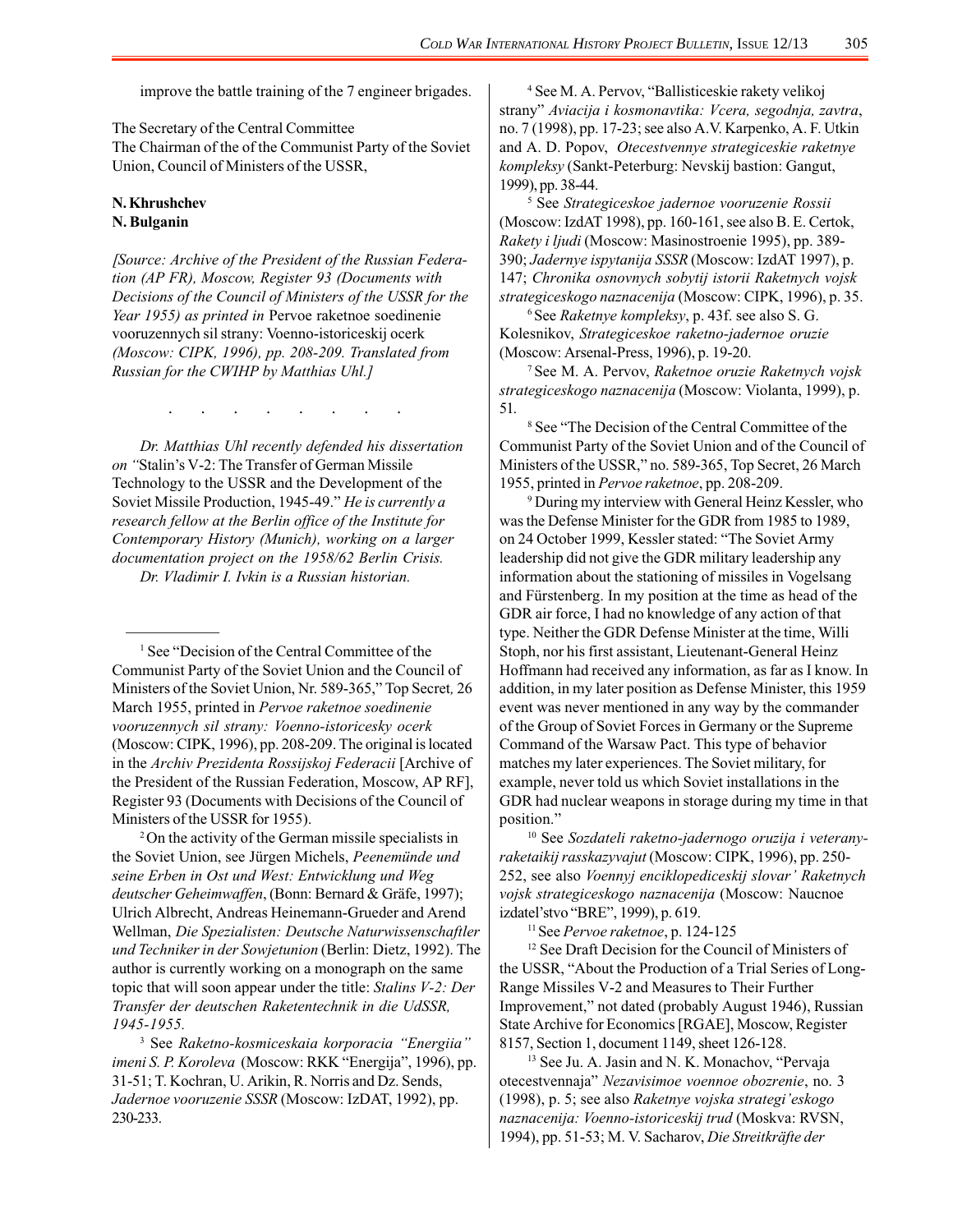improve the battle training of the 7 engineer brigades.

The Secretary of the Central Committee
The Chairman of the of the Communist Party of the Soviet Union, Council of Ministers of the USSR,

**N. Khrushchev**
**N. Bulganin**

*[Source: Archive of the President of the Russian Federation (AP FR), Moscow, Register 93 (Documents with Decisions of the Council of Ministers of the USSR for the Year 1955) as printed in* Pervoe raketnoe soedinenie vooruzennych sil strany: Voenno-istoriceskij ocerk *(Moscow: CIPK, 1996), pp. 208-209. Translated from Russian for the CWIHP by Matthias Uhl.]*

. . . . . . . .

*Dr. Matthias Uhl recently defended his dissertation on "*Stalin's V-2: The Transfer of German Missile Technology to the USSR and the Development of the Soviet Missile Production, 1945-49." *He is currently a research fellow at the Berlin office of the Institute for Contemporary History (Munich), working on a larger documentation project on the 1958/62 Berlin Crisis.*

*Dr. Vladimir I. Ivkin is a Russian historian.*

---

[1] See "Decision of the Central Committee of the Communist Party of the Soviet Union and the Council of Ministers of the Soviet Union, Nr. 589-365," Top Secret*,* 26 March 1955, printed in *Pervoe raketnoe soedinenie vooruzennych sil strany: Voenno-istoricesky ocerk* (Moscow: CIPK, 1996), pp. 208-209. The original is located in the *Archiv Prezidenta Rossijskoj Federacii* [Archive of the President of the Russian Federation, Moscow, AP RF], Register 93 (Documents with Decisions of the Council of Ministers of the USSR for 1955).

[2] On the activity of the German missile specialists in the Soviet Union, see Jürgen Michels, *Peenemünde und seine Erben in Ost und West: Entwicklung und Weg deutscher Geheimwaffen*, (Bonn: Bernard & Gräfe, 1997); Ulrich Albrecht, Andreas Heinemann-Grueder and Arend Wellman, *Die Spezialisten: Deutsche Naturwissenschaftler und Techniker in der Sowjetunion* (Berlin: Dietz, 1992). The author is currently working on a monograph on the same topic that will soon appear under the title: *Stalins V-2: Der Transfer der deutschen Raketentechnik in die UdSSR, 1945-1955.*

[3] See *Raketno-kosmiceskaia korporacia "Energiia" imeni S. P. Koroleva* (Moscow: RKK "Energija", 1996), pp. 31-51; T. Kochran, U. Arikin, R. Norris and Dz. Sends, *Jadernoe vooruzenie SSSR* (Moscow: IzDAT, 1992), pp. 230-233.

[4] See M. A. Pervov, "Ballisticeskie rakety velikoj strany" *Aviacija i kosmonavtika: Vcera, segodnja, zavtra*, no. 7 (1998), pp. 17-23; see also A.V. Karpenko, A. F. Utkin and A. D. Popov, *Otecestvennye strategiceskie raketnye kompleksy* (Sankt-Peterburg: Nevskij bastion: Gangut, 1999), pp. 38-44.

[5] See *Strategiceskoe jadernoe vooruzenie Rossii* (Moscow: IzdAT 1998), pp. 160-161, see also B. E. Certok, *Rakety i ljudi* (Moscow: Masinostroenie 1995), pp. 389-390; *Jadernye ispytanija SSSR* (Moscow: IzdAT 1997), p. 147; *Chronika osnovnych sobytij istorii Raketnych vojsk strategiceskogo naznacenija* (Moscow: CIPK, 1996), p. 35.

[6] See *Raketnye kompleksy*, p. 43f. see also S. G. Kolesnikov, *Strategiceskoe raketno-jadernoe oruzie* (Moscow: Arsenal-Press, 1996), p. 19-20.

[7] See M. A. Pervov, *Raketnoe oruzie Raketnych vojsk strategiceskogo naznacenija* (Moscow: Violanta, 1999), p. 51.

[8] See "The Decision of the Central Committee of the Communist Party of the Soviet Union and of the Council of Ministers of the USSR," no. 589-365, Top Secret, 26 March 1955, printed in *Pervoe raketnoe*, pp. 208-209.

[9] During my interview with General Heinz Kessler, who was the Defense Minister for the GDR from 1985 to 1989, on 24 October 1999, Kessler stated: "The Soviet Army leadership did not give the GDR military leadership any information about the stationing of missiles in Vogelsang and Fürstenberg. In my position at the time as head of the GDR air force, I had no knowledge of any action of that type. Neither the GDR Defense Minister at the time, Willi Stoph, nor his first assistant, Lieutenant-General Heinz Hoffmann had received any information, as far as I know. In addition, in my later position as Defense Minister, this 1959 event was never mentioned in any way by the commander of the Group of Soviet Forces in Germany or the Supreme Command of the Warsaw Pact. This type of behavior matches my later experiences. The Soviet military, for example, never told us which Soviet installations in the GDR had nuclear weapons in storage during my time in that position."

[10] See *Sozdateli raketno-jadernogo oruzija i veterany-raketaikij rasskazyvajut* (Moscow: CIPK, 1996), pp. 250-252, see also *Voennyj enciklopediceskij slovar' Raketnych vojsk strategiceskogo naznacenija* (Moscow: Naucnoe izdatel'stvo "BRE", 1999), p. 619.

[11] See *Pervoe raketnoe*, p. 124-125

[12] See Draft Decision for the Council of Ministers of the USSR, "About the Production of a Trial Series of Long-Range Missiles V-2 and Measures to Their Further Improvement," not dated (probably August 1946), Russian State Archive for Economics [RGAE], Moscow, Register 8157, Section 1, document 1149, sheet 126-128.

[13] See Ju. A. Jasin and N. K. Monachov, "Pervaja otecestvennaja" *Nezavisimoe voennoe obozrenie*, no. 3 (1998), p. 5; see also *Raketnye vojska strategi'eskogo naznacenija: Voenno-istoriceskij trud* (Moskva: RVSN, 1994), pp. 51-53; M. V. Sacharov, *Die Streitkräfte der*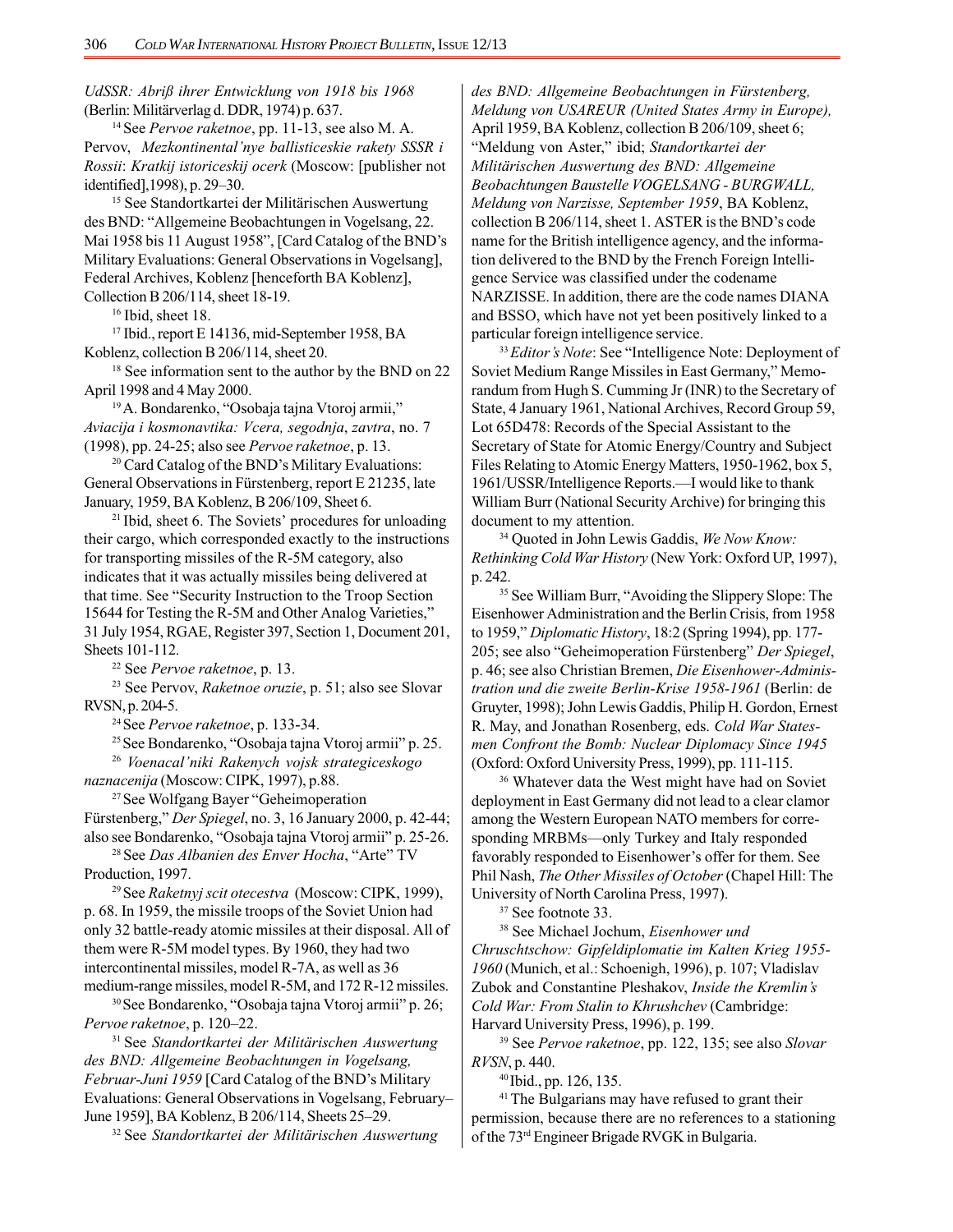*UdSSR: Abriß ihrer Entwicklung von 1918 bis 1968* (Berlin: Militärverlag d. DDR, 1974) p. 637.

[14] See *Pervoe raketnoe*, pp. 11-13, see also M. A. Pervov, *Mezkontinental'nye ballisticeskie rakety SSSR i Rossii*: *Kratkij istoriceskij ocerk* (Moscow: [publisher not identified],1998), p. 29–30.

[15] See Standortkartei der Militärischen Auswertung des BND: "Allgemeine Beobachtungen in Vogelsang, 22. Mai 1958 bis 11 August 1958", [Card Catalog of the BND's Military Evaluations: General Observations in Vogelsang], Federal Archives, Koblenz [henceforth BA Koblenz], Collection B 206/114, sheet 18-19.

[16] Ibid, sheet 18.

[17] Ibid., report E 14136, mid-September 1958, BA Koblenz, collection B 206/114, sheet 20.

[18] See information sent to the author by the BND on 22 April 1998 and 4 May 2000.

[19] A. Bondarenko, "Osobaja tajna Vtoroj armii," *Aviacija i kosmonavtika: Vcera, segodnja*, *zavtra*, no. 7 (1998), pp. 24-25; also see *Pervoe raketnoe*, p. 13.

[20] Card Catalog of the BND's Military Evaluations: General Observations in Fürstenberg, report E 21235, late January, 1959, BA Koblenz, B 206/109, Sheet 6.

[21] Ibid, sheet 6. The Soviets' procedures for unloading their cargo, which corresponded exactly to the instructions for transporting missiles of the R-5M category, also indicates that it was actually missiles being delivered at that time. See "Security Instruction to the Troop Section 15644 for Testing the R-5M and Other Analog Varieties," 31 July 1954, RGAE, Register 397, Section 1, Document 201, Sheets 101-112.

[22] See *Pervoe raketnoe*, p. 13.

[23] See Pervov, *Raketnoe oruzie*, p. 51; also see Slovar RVSN, p. 204-5.

[24] See *Pervoe raketnoe*, p. 133-34.

[25] See Bondarenko, "Osobaja tajna Vtoroj armii" p. 25.

[26] *Voenacal'niki Rakenych vojsk strategiceskogo naznacenija* (Moscow: CIPK, 1997), p.88.

[27] See Wolfgang Bayer "Geheimoperation Fürstenberg," *Der Spiegel*, no. 3, 16 January 2000, p. 42-44; also see Bondarenko, "Osobaja tajna Vtoroj armii" p. 25-26.

[28] See *Das Albanien des Enver Hocha*, "Arte" TV Production, 1997.

[29] See *Raketnyj scit otecestva* (Moscow: CIPK, 1999), p. 68. In 1959, the missile troops of the Soviet Union had only 32 battle-ready atomic missiles at their disposal. All of them were R-5M model types. By 1960, they had two intercontinental missiles, model R-7A, as well as 36 medium-range missiles, model R-5M, and 172 R-12 missiles.

[30] See Bondarenko, "Osobaja tajna Vtoroj armii" p. 26; *Pervoe raketnoe*, p. 120–22.

[31] See *Standortkartei der Militärischen Auswertung des BND: Allgemeine Beobachtungen in Vogelsang, Februar-Juni 1959* [Card Catalog of the BND's Military Evaluations: General Observations in Vogelsang, February–June 1959], BA Koblenz, B 206/114, Sheets 25–29.

[32] See *Standortkartei der Militärischen Auswertung des BND: Allgemeine Beobachtungen in Fürstenberg, Meldung von USAREUR (United States Army in Europe),* April 1959, BA Koblenz, collection B 206/109, sheet 6; "Meldung von Aster," ibid; *Standortkartei der Militärischen Auswertung des BND: Allgemeine Beobachtungen Baustelle VOGELSANG - BURGWALL, Meldung von Narzisse, September 1959*, BA Koblenz, collection B 206/114, sheet 1. ASTER is the BND's code name for the British intelligence agency, and the information delivered to the BND by the French Foreign Intelligence Service was classified under the codename NARZISSE. In addition, there are the code names DIANA and BSSO, which have not yet been positively linked to a particular foreign intelligence service.

[33] *Editor's Note*: See "Intelligence Note: Deployment of Soviet Medium Range Missiles in East Germany," Memorandum from Hugh S. Cumming Jr (INR) to the Secretary of State, 4 January 1961, National Archives, Record Group 59, Lot 65D478: Records of the Special Assistant to the Secretary of State for Atomic Energy/Country and Subject Files Relating to Atomic Energy Matters, 1950-1962, box 5, 1961/USSR/Intelligence Reports.—I would like to thank William Burr (National Security Archive) for bringing this document to my attention.

[34] Quoted in John Lewis Gaddis, *We Now Know: Rethinking Cold War History* (New York: Oxford UP, 1997), p. 242.

[35] See William Burr, "Avoiding the Slippery Slope: The Eisenhower Administration and the Berlin Crisis, from 1958 to 1959," *Diplomatic History*, 18:2 (Spring 1994), pp. 177-205; see also "Geheimoperation Fürstenberg" *Der Spiegel*, p. 46; see also Christian Bremen, *Die Eisenhower-Administration und die zweite Berlin-Krise 1958-1961* (Berlin: de Gruyter, 1998); John Lewis Gaddis, Philip H. Gordon, Ernest R. May, and Jonathan Rosenberg, eds. *Cold War Statesmen Confront the Bomb: Nuclear Diplomacy Since 1945* (Oxford: Oxford University Press, 1999), pp. 111-115.

[36] Whatever data the West might have had on Soviet deployment in East Germany did not lead to a clear clamor among the Western European NATO members for corresponding MRBMs—only Turkey and Italy responded favorably responded to Eisenhower's offer for them. See Phil Nash, *The Other Missiles of October* (Chapel Hill: The University of North Carolina Press, 1997).

[37] See footnote 33.

[38] See Michael Jochum, *Eisenhower und Chruschtschow: Gipfeldiplomatie im Kalten Krieg 1955-1960* (Munich, et al.: Schoenigh, 1996), p. 107; Vladislav Zubok and Constantine Pleshakov, *Inside the Kremlin's Cold War: From Stalin to Khrushchev* (Cambridge: Harvard University Press, 1996), p. 199.

[39] See *Pervoe raketnoe*, pp. 122, 135; see also *Slovar RVSN*, p. 440.

[40] Ibid., pp. 126, 135.

[41] The Bulgarians may have refused to grant their permission, because there are no references to a stationing of the 73rd Engineer Brigade RVGK in Bulgaria.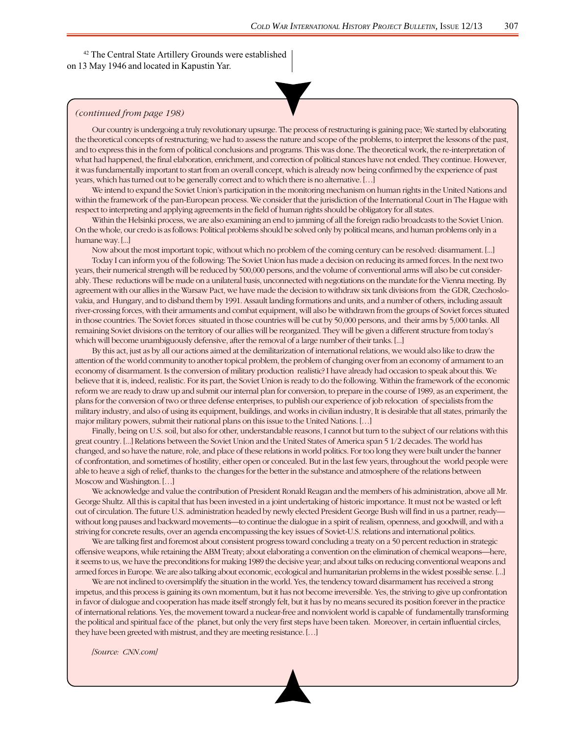[42] The Central State Artillery Grounds were established on 13 May 1946 and located in Kapustin Yar.

*(continued from page 198)*

Our country is undergoing a truly revolutionary upsurge. The process of restructuring is gaining pace; We started by elaborating the theoretical concepts of restructuring; we had to assess the nature and scope of the problems, to interpret the lessons of the past, and to express this in the form of political conclusions and programs. This was done. The theoretical work, the re-interpretation of what had happened, the final elaboration, enrichment, and correction of political stances have not ended. They continue. However, it was fundamentally important to start from an overall concept, which is already now being confirmed by the experience of past years, which has turned out to be generally correct and to which there is no alternative. […]

We intend to expand the Soviet Union's participation in the monitoring mechanism on human rights in the United Nations and within the framework of the pan-European process. We consider that the jurisdiction of the International Court in The Hague with respect to interpreting and applying agreements in the field of human rights should be obligatory for all states.

Within the Helsinki process, we are also examining an end to jamming of all the foreign radio broadcasts to the Soviet Union. On the whole, our credo is as follows: Political problems should be solved only by political means, and human problems only in a humane way. [...]

Now about the most important topic, without which no problem of the coming century can be resolved: disarmament. [...]

Today I can inform you of the following: The Soviet Union has made a decision on reducing its armed forces. In the next two years, their numerical strength will be reduced by 500,000 persons, and the volume of conventional arms will also be cut considerably. These reductions will be made on a unilateral basis, unconnected with negotiations on the mandate for the Vienna meeting. By agreement with our allies in the Warsaw Pact, we have made the decision to withdraw six tank divisions from the GDR, Czechoslovakia, and Hungary, and to disband them by 1991. Assault landing formations and units, and a number of others, including assault river-crossing forces, with their armaments and combat equipment, will also be withdrawn from the groups of Soviet forces situated in those countries. The Soviet forces situated in those countries will be cut by 50,000 persons, and their arms by 5,000 tanks. All remaining Soviet divisions on the territory of our allies will be reorganized. They will be given a different structure from today's which will become unambiguously defensive, after the removal of a large number of their tanks. [...]

By this act, just as by all our actions aimed at the demilitarization of international relations, we would also like to draw the attention of the world community to another topical problem, the problem of changing over from an economy of armament to an economy of disarmament. Is the conversion of military production realistic? I have already had occasion to speak about this. We believe that it is, indeed, realistic. For its part, the Soviet Union is ready to do the following. Within the framework of the economic reform we are ready to draw up and submit our internal plan for conversion, to prepare in the course of 1989, as an experiment, the plans for the conversion of two or three defense enterprises, to publish our experience of job relocation of specialists from the military industry, and also of using its equipment, buildings, and works in civilian industry, It is desirable that all states, primarily the major military powers, submit their national plans on this issue to the United Nations. […]

Finally, being on U.S. soil, but also for other, understandable reasons, I cannot but turn to the subject of our relations with this great country. [...] Relations between the Soviet Union and the United States of America span 5 1/2 decades. The world has changed, and so have the nature, role, and place of these relations in world politics. For too long they were built under the banner of confrontation, and sometimes of hostility, either open or concealed. But in the last few years, throughout the world people were able to heave a sigh of relief, thanks to the changes for the better in the substance and atmosphere of the relations between Moscow and Washington. […]

We acknowledge and value the contribution of President Ronald Reagan and the members of his administration, above all Mr. George Shultz. All this is capital that has been invested in a joint undertaking of historic importance. It must not be wasted or left out of circulation. The future U.S. administration headed by newly elected President George Bush will find in us a partner, ready—without long pauses and backward movements—to continue the dialogue in a spirit of realism, openness, and goodwill, and with a striving for concrete results, over an agenda encompassing the key issues of Soviet-U.S. relations and international politics.

We are talking first and foremost about consistent progress toward concluding a treaty on a 50 percent reduction in strategic offensive weapons, while retaining the ABM Treaty; about elaborating a convention on the elimination of chemical weapons—here, it seems to us, we have the preconditions for making 1989 the decisive year; and about talks on reducing conventional weapons and armed forces in Europe. We are also talking about economic, ecological and humanitarian problems in the widest possible sense. [...]

We are not inclined to oversimplify the situation in the world. Yes, the tendency toward disarmament has received a strong impetus, and this process is gaining its own momentum, but it has not become irreversible. Yes, the striving to give up confrontation in favor of dialogue and cooperation has made itself strongly felt, but it has by no means secured its position forever in the practice of international relations. Yes, the movement toward a nuclear-free and nonviolent world is capable of fundamentally transforming the political and spiritual face of the planet, but only the very first steps have been taken. Moreover, in certain influential circles, they have been greeted with mistrust, and they are meeting resistance. […]

*[Source: CNN.com]*